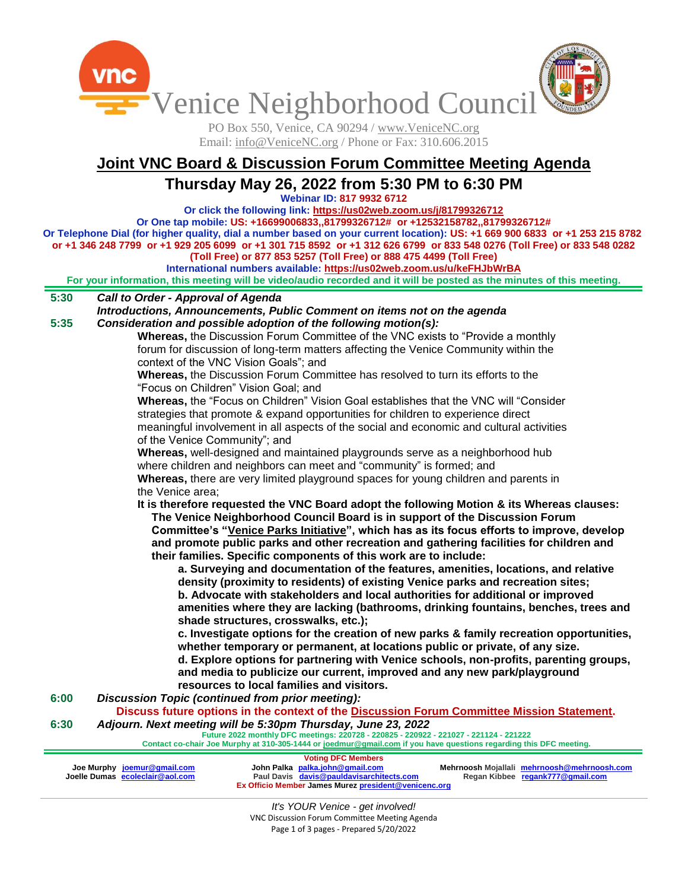# Venice Neighborhood Council

PO Box 550, Venice, CA 90294 / www.VeniceNC.org
Email: info@VeniceNC.org / Phone or Fax: 310.606.2015

## Joint VNC Board & Discussion Forum Committee Meeting Agenda

## Thursday May 26, 2022 from 5:30 PM to 6:30 PM

**Webinar ID: 817 9932 6712**

**Or click the following link: https://us02web.zoom.us/j/81799326712**

**Or One tap mobile: US: +16699006833,,81799326712# or +12532158782,,81799326712#**

**Or Telephone Dial (for higher quality, dial a number based on your current location): US: +1 669 900 6833 or +1 253 215 8782 or +1 346 248 7799 or +1 929 205 6099 or +1 301 715 8592 or +1 312 626 6799 or 833 548 0276 (Toll Free) or 833 548 0282 (Toll Free) or 877 853 5257 (Toll Free) or 888 475 4499 (Toll Free)**

**International numbers available: https://us02web.zoom.us/u/keFHJbWrBA**

**For your information, this meeting will be video/audio recorded and it will be posted as the minutes of this meeting.**

**5:30** ***Call to Order - Approval of Agenda***

***Introductions, Announcements, Public Comment on items not on the agenda***

**5:35** ***Consideration and possible adoption of the following motion(s):***

**Whereas,** the Discussion Forum Committee of the VNC exists to "Provide a monthly forum for discussion of long-term matters affecting the Venice Community within the context of the VNC Vision Goals"; and

**Whereas,** the Discussion Forum Committee has resolved to turn its efforts to the "Focus on Children" Vision Goal; and

**Whereas,** the "Focus on Children" Vision Goal establishes that the VNC will "Consider strategies that promote & expand opportunities for children to experience direct meaningful involvement in all aspects of the social and economic and cultural activities of the Venice Community"; and

**Whereas,** well-designed and maintained playgrounds serve as a neighborhood hub where children and neighbors can meet and "community" is formed; and

**Whereas,** there are very limited playground spaces for young children and parents in the Venice area;

**It is therefore requested the VNC Board adopt the following Motion & its Whereas clauses:**

**The Venice Neighborhood Council Board is in support of the Discussion Forum Committee's "Venice Parks Initiative", which has as its focus efforts to improve, develop and promote public parks and other recreation and gathering facilities for children and their families. Specific components of this work are to include:**

**a. Surveying and documentation of the features, amenities, locations, and relative density (proximity to residents) of existing Venice parks and recreation sites;**

**b. Advocate with stakeholders and local authorities for additional or improved amenities where they are lacking (bathrooms, drinking fountains, benches, trees and shade structures, crosswalks, etc.);**

**c. Investigate options for the creation of new parks & family recreation opportunities, whether temporary or permanent, at locations public or private, of any size.**

**d. Explore options for partnering with Venice schools, non-profits, parenting groups, and media to publicize our current, improved and any new park/playground resources to local families and visitors.**

**6:00** ***Discussion Topic (continued from prior meeting):***

**Discuss future options in the context of the Discussion Forum Committee Mission Statement.**

**6:30** ***Adjourn. Next meeting will be 5:30pm Thursday, June 23, 2022***

**Future 2022 monthly DFC meetings: 220728 - 220825 - 220922 - 221027 - 221124 - 221222**

**Contact co-chair Joe Murphy at 310-305-1444 or joedmur@gmail.com if you have questions regarding this DFC meeting.**

**Voting DFC Members**

**Joe Murphy** joemur@gmail.com
**Joelle Dumas** ecoleclair@aol.com
**John Palka** palka.john@gmail.com
**Paul Davis** davis@pauldavisarchitects.com
**Mehrnoosh Mojallali** mehrnoosh@mehrnoosh.com
**Regan Kibbee** regank777@gmail.com
**Ex Officio Member James Murez** president@venicenc.org

*It's YOUR Venice - get involved!*
VNC Discussion Forum Committee Meeting Agenda
Prepared 5/20/2022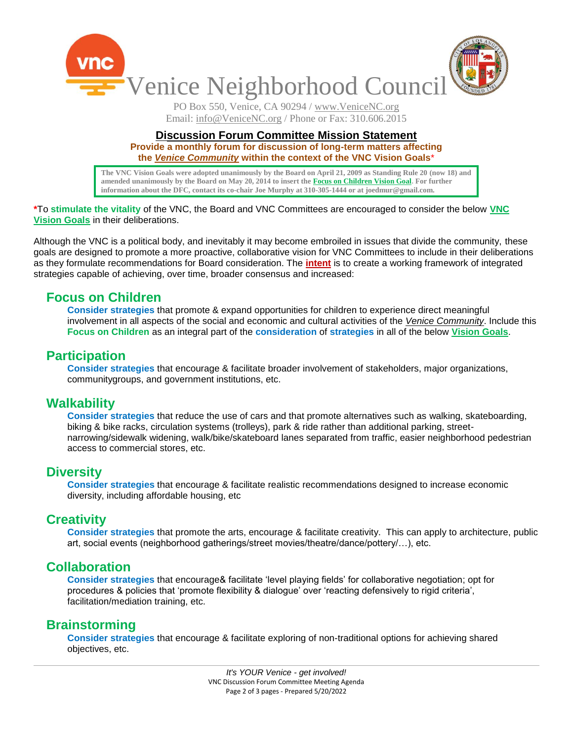# Venice Neighborhood Council

PO Box 550, Venice, CA 90294 / www.VeniceNC.org
Email: info@VeniceNC.org / Phone or Fax: 310.606.2015

## Discussion Forum Committee Mission Statement

**Provide a monthly forum for discussion of long-term matters affecting the *Venice Community* within the context of the VNC Vision Goals***

> **The VNC Vision Goals were adopted unanimously by the Board on April 21, 2009 as Standing Rule 20 (now 18) and amended unanimously by the Board on May 20, 2014 to insert the Focus on Children Vision Goal. For further information about the DFC, contact its co-chair Joe Murphy at 310-305-1444 or at joedmur@gmail.com.**

***To stimulate the vitality** of the VNC, the Board and VNC Committees are encouraged to consider the below **VNC Vision Goals** in their deliberations.

Although the VNC is a political body, and inevitably it may become embroiled in issues that divide the community, these goals are designed to promote a more proactive, collaborative vision for VNC Committees to include in their deliberations as they formulate recommendations for Board consideration. The **intent** is to create a working framework of integrated strategies capable of achieving, over time, broader consensus and increased:

### Focus on Children

**Consider strategies** that promote & expand opportunities for children to experience direct meaningful involvement in all aspects of the social and economic and cultural activities of the *Venice Community*. Include this **Focus on Children** as an integral part of the **consideration** of **strategies** in all of the below **Vision Goals**.

### Participation

**Consider strategies** that encourage & facilitate broader involvement of stakeholders, major organizations, communitygroups, and government institutions, etc.

### Walkability

**Consider strategies** that reduce the use of cars and that promote alternatives such as walking, skateboarding, biking & bike racks, circulation systems (trolleys), park & ride rather than additional parking, street-narrowing/sidewalk widening, walk/bike/skateboard lanes separated from traffic, easier neighborhood pedestrian access to commercial stores, etc.

### Diversity

**Consider strategies** that encourage & facilitate realistic recommendations designed to increase economic diversity, including affordable housing, etc

### Creativity

**Consider strategies** that promote the arts, encourage & facilitate creativity. This can apply to architecture, public art, social events (neighborhood gatherings/street movies/theatre/dance/pottery/…), etc.

### Collaboration

**Consider strategies** that encourage& facilitate 'level playing fields' for collaborative negotiation; opt for procedures & policies that 'promote flexibility & dialogue' over 'reacting defensively to rigid criteria', facilitation/mediation training, etc.

### Brainstorming

**Consider strategies** that encourage & facilitate exploring of non-traditional options for achieving shared objectives, etc.

*It's YOUR Venice - get involved!*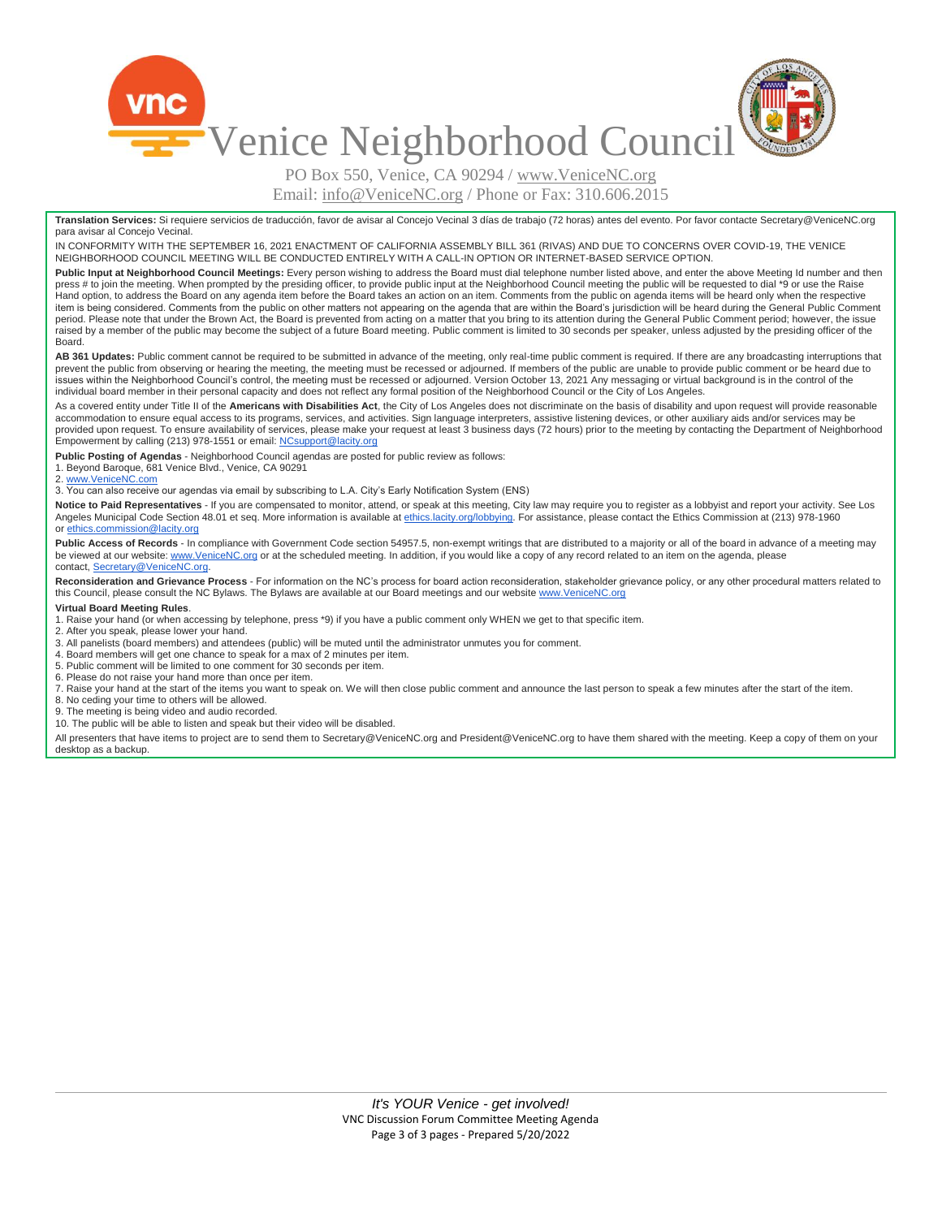# Venice Neighborhood Council

PO Box 550, Venice, CA 90294 / www.VeniceNC.org
Email: info@VeniceNC.org / Phone or Fax: 310.606.2015

**Translation Services:** Si requiere servicios de traducción, favor de avisar al Concejo Vecinal 3 días de trabajo (72 horas) antes del evento. Por favor contacte Secretary@VeniceNC.org para avisar al Concejo Vecinal.

IN CONFORMITY WITH THE SEPTEMBER 16, 2021 ENACTMENT OF CALIFORNIA ASSEMBLY BILL 361 (RIVAS) AND DUE TO CONCERNS OVER COVID-19, THE VENICE NEIGHBORHOOD COUNCIL MEETING WILL BE CONDUCTED ENTIRELY WITH A CALL-IN OPTION OR INTERNET-BASED SERVICE OPTION.

**Public Input at Neighborhood Council Meetings:** Every person wishing to address the Board must dial telephone number listed above, and enter the above Meeting Id number and then press # to join the meeting. When prompted by the presiding officer, to provide public input at the Neighborhood Council meeting the public will be requested to dial *9 or use the Raise Hand option, to address the Board on any agenda item before the Board takes an action on an item. Comments from the public on agenda items will be heard only when the respective item is being considered. Comments from the public on other matters not appearing on the agenda that are within the Board's jurisdiction will be heard during the General Public Comment period. Please note that under the Brown Act, the Board is prevented from acting on a matter that you bring to its attention during the General Public Comment period; however, the issue raised by a member of the public may become the subject of a future Board meeting. Public comment is limited to 30 seconds per speaker, unless adjusted by the presiding officer of the Board.

**AB 361 Updates:** Public comment cannot be required to be submitted in advance of the meeting, only real-time public comment is required. If there are any broadcasting interruptions that prevent the public from observing or hearing the meeting, the meeting must be recessed or adjourned. If members of the public are unable to provide public comment or be heard due to issues within the Neighborhood Council's control, the meeting must be recessed or adjourned. Version October 13, 2021 Any messaging or virtual background is in the control of the individual board member in their personal capacity and does not reflect any formal position of the Neighborhood Council or the City of Los Angeles.

As a covered entity under Title II of the **Americans with Disabilities Act**, the City of Los Angeles does not discriminate on the basis of disability and upon request will provide reasonable accommodation to ensure equal access to its programs, services, and activities. Sign language interpreters, assistive listening devices, or other auxiliary aids and/or services may be provided upon request. To ensure availability of services, please make your request at least 3 business days (72 hours) prior to the meeting by contacting the Department of Neighborhood Empowerment by calling (213) 978-1551 or email: NCsupport@lacity.org

**Public Posting of Agendas** - Neighborhood Council agendas are posted for public review as follows:
1. Beyond Baroque, 681 Venice Blvd., Venice, CA 90291
2. www.VeniceNC.com
3. You can also receive our agendas via email by subscribing to L.A. City's Early Notification System (ENS)

**Notice to Paid Representatives** - If you are compensated to monitor, attend, or speak at this meeting, City law may require you to register as a lobbyist and report your activity. See Los Angeles Municipal Code Section 48.01 et seq. More information is available at ethics.lacity.org/lobbying. For assistance, please contact the Ethics Commission at (213) 978-1960 or ethics.commission@lacity.org

**Public Access of Records** - In compliance with Government Code section 54957.5, non-exempt writings that are distributed to a majority or all of the board in advance of a meeting may be viewed at our website: www.VeniceNC.org or at the scheduled meeting. In addition, if you would like a copy of any record related to an item on the agenda, please contact, Secretary@VeniceNC.org.

**Reconsideration and Grievance Process** - For information on the NC's process for board action reconsideration, stakeholder grievance policy, or any other procedural matters related to this Council, please consult the NC Bylaws. The Bylaws are available at our Board meetings and our website www.VeniceNC.org

**Virtual Board Meeting Rules**.
1. Raise your hand (or when accessing by telephone, press *9) if you have a public comment only WHEN we get to that specific item.
2. After you speak, please lower your hand.
3. All panelists (board members) and attendees (public) will be muted until the administrator unmutes you for comment.
4. Board members will get one chance to speak for a max of 2 minutes per item.
5. Public comment will be limited to one comment for 30 seconds per item.
6. Please do not raise your hand more than once per item.
7. Raise your hand at the start of the items you want to speak on. We will then close public comment and announce the last person to speak a few minutes after the start of the item.
8. No ceding your time to others will be allowed.
9. The meeting is being video and audio recorded.
10. The public will be able to listen and speak but their video will be disabled.

All presenters that have items to project are to send them to Secretary@VeniceNC.org and President@VeniceNC.org to have them shared with the meeting. Keep a copy of them on your desktop as a backup.